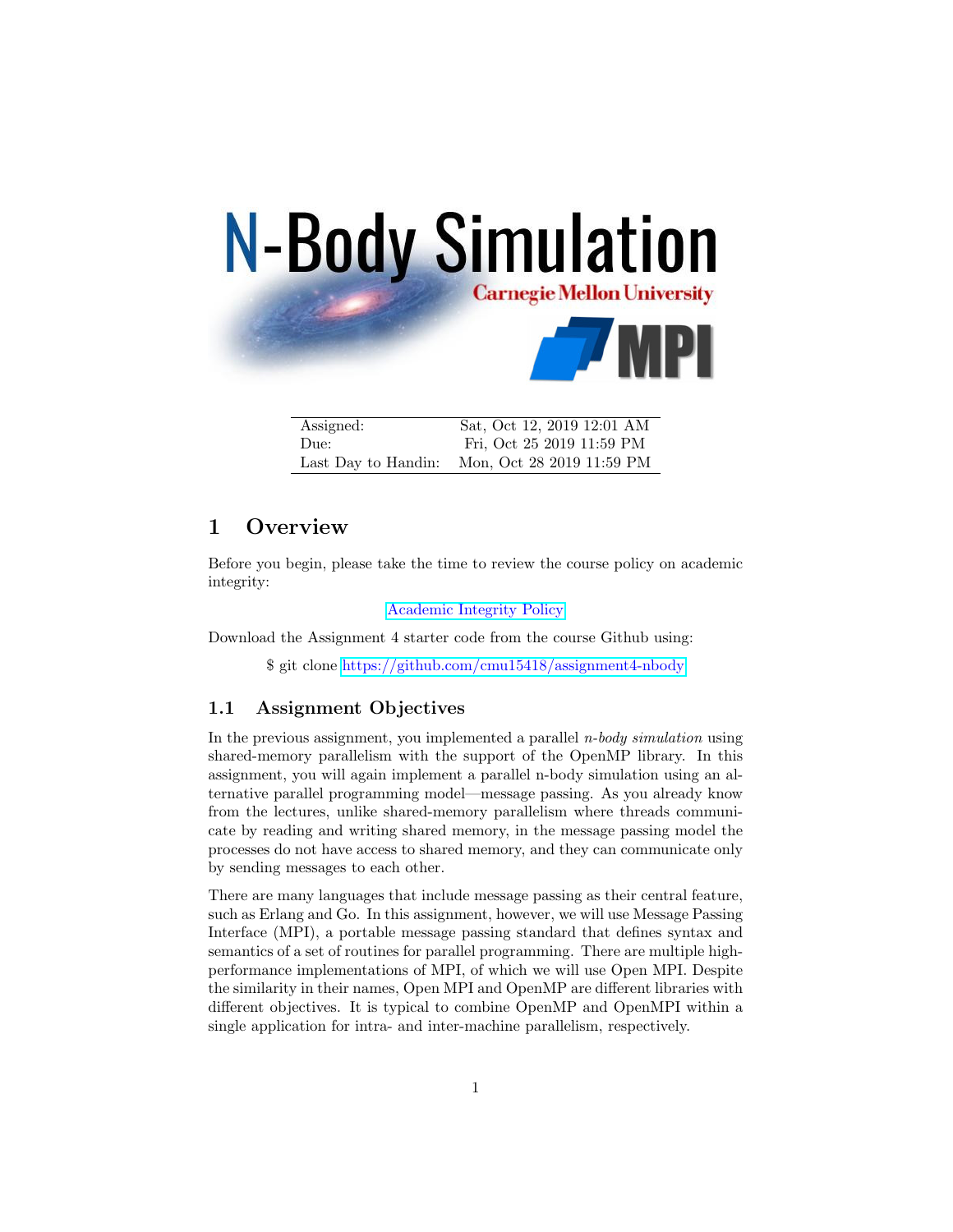# N-Body Simulation

Carnegie Mellon University

MPI

| Assigned: | Sat, Oct 12, 2019 12:01 AM |
|---|---|
| Due: | Fri, Oct 25 2019 11:59 PM |
| Last Day to Handin: | Mon, Oct 28 2019 11:59 PM |

## 1 Overview

Before you begin, please take the time to review the course policy on academic integrity:

Academic Integrity Policy

Download the Assignment 4 starter code from the course Github using:

$ git clone https://github.com/cmu15418/assignment4-nbody

### 1.1 Assignment Objectives

In the previous assignment, you implemented a parallel *n-body simulation* using shared-memory parallelism with the support of the OpenMP library. In this assignment, you will again implement a parallel n-body simulation using an alternative parallel programming model—message passing. As you already know from the lectures, unlike shared-memory parallelism where threads communicate by reading and writing shared memory, in the message passing model the processes do not have access to shared memory, and they can communicate only by sending messages to each other.

There are many languages that include message passing as their central feature, such as Erlang and Go. In this assignment, however, we will use Message Passing Interface (MPI), a portable message passing standard that defines syntax and semantics of a set of routines for parallel programming. There are multiple high-performance implementations of MPI, of which we will use Open MPI. Despite the similarity in their names, Open MPI and OpenMP are different libraries with different objectives. It is typical to combine OpenMP and OpenMPI within a single application for intra- and inter-machine parallelism, respectively.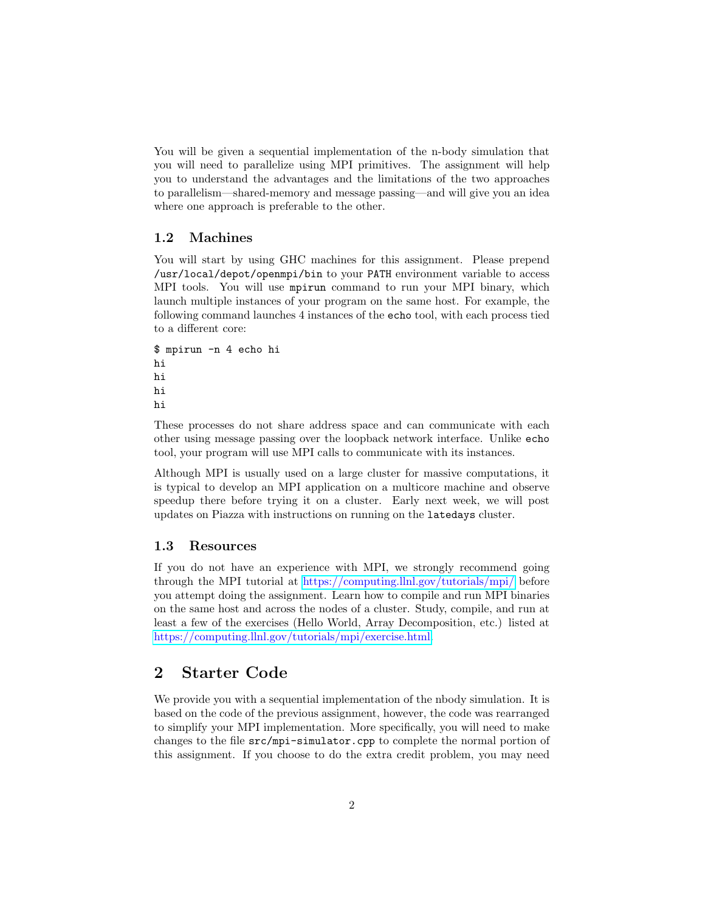You will be given a sequential implementation of the n-body simulation that you will need to parallelize using MPI primitives. The assignment will help you to understand the advantages and the limitations of the two approaches to parallelism—shared-memory and message passing—and will give you an idea where one approach is preferable to the other.

### 1.2 Machines

You will start by using GHC machines for this assignment. Please prepend `/usr/local/depot/openmpi/bin` to your `PATH` environment variable to access MPI tools. You will use `mpirun` command to run your MPI binary, which launch multiple instances of your program on the same host. For example, the following command launches 4 instances of the `echo` tool, with each process tied to a different core:

```
$ mpirun -n 4 echo hi
hi
hi
hi
hi
```

These processes do not share address space and can communicate with each other using message passing over the loopback network interface. Unlike `echo` tool, your program will use MPI calls to communicate with its instances.

Although MPI is usually used on a large cluster for massive computations, it is typical to develop an MPI application on a multicore machine and observe speedup there before trying it on a cluster. Early next week, we will post updates on Piazza with instructions on running on the `latedays` cluster.

### 1.3 Resources

If you do not have an experience with MPI, we strongly recommend going through the MPI tutorial at https://computing.llnl.gov/tutorials/mpi/ before you attempt doing the assignment. Learn how to compile and run MPI binaries on the same host and across the nodes of a cluster. Study, compile, and run at least a few of the exercises (Hello World, Array Decomposition, etc.) listed at https://computing.llnl.gov/tutorials/mpi/exercise.html

## 2 Starter Code

We provide you with a sequential implementation of the nbody simulation. It is based on the code of the previous assignment, however, the code was rearranged to simplify your MPI implementation. More specifically, you will need to make changes to the file `src/mpi-simulator.cpp` to complete the normal portion of this assignment. If you choose to do the extra credit problem, you may need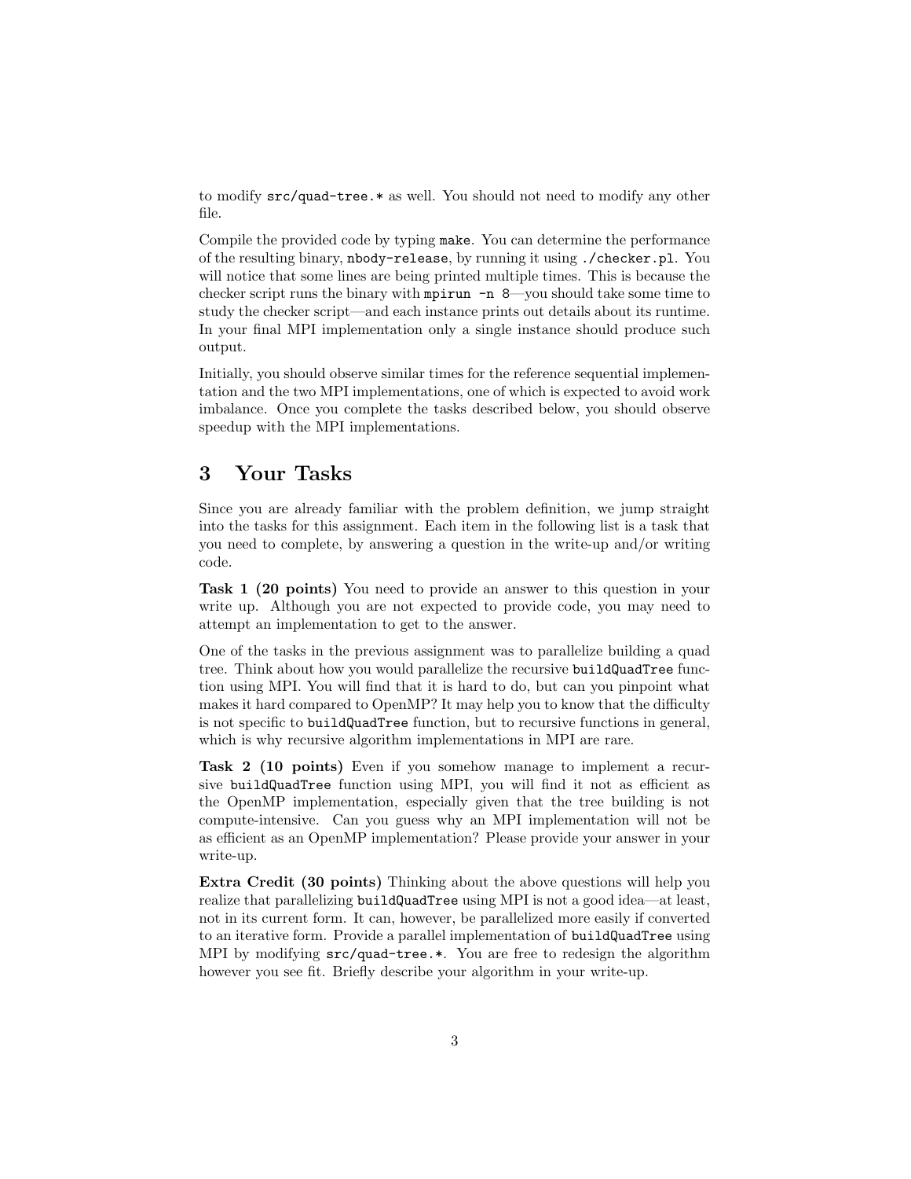to modify `src/quad-tree.*` as well. You should not need to modify any other file.

Compile the provided code by typing `make`. You can determine the performance of the resulting binary, `nbody-release`, by running it using `./checker.pl`. You will notice that some lines are being printed multiple times. This is because the checker script runs the binary with `mpirun -n 8`—you should take some time to study the checker script—and each instance prints out details about its runtime. In your final MPI implementation only a single instance should produce such output.

Initially, you should observe similar times for the reference sequential implementation and the two MPI implementations, one of which is expected to avoid work imbalance. Once you complete the tasks described below, you should observe speedup with the MPI implementations.

## 3 Your Tasks

Since you are already familiar with the problem definition, we jump straight into the tasks for this assignment. Each item in the following list is a task that you need to complete, by answering a question in the write-up and/or writing code.

**Task 1 (20 points)** You need to provide an answer to this question in your write up. Although you are not expected to provide code, you may need to attempt an implementation to get to the answer.

One of the tasks in the previous assignment was to parallelize building a quad tree. Think about how you would parallelize the recursive `buildQuadTree` function using MPI. You will find that it is hard to do, but can you pinpoint what makes it hard compared to OpenMP? It may help you to know that the difficulty is not specific to `buildQuadTree` function, but to recursive functions in general, which is why recursive algorithm implementations in MPI are rare.

**Task 2 (10 points)** Even if you somehow manage to implement a recursive `buildQuadTree` function using MPI, you will find it not as efficient as the OpenMP implementation, especially given that the tree building is not compute-intensive. Can you guess why an MPI implementation will not be as efficient as an OpenMP implementation? Please provide your answer in your write-up.

**Extra Credit (30 points)** Thinking about the above questions will help you realize that parallelizing `buildQuadTree` using MPI is not a good idea—at least, not in its current form. It can, however, be parallelized more easily if converted to an iterative form. Provide a parallel implementation of `buildQuadTree` using MPI by modifying `src/quad-tree.*`. You are free to redesign the algorithm however you see fit. Briefly describe your algorithm in your write-up.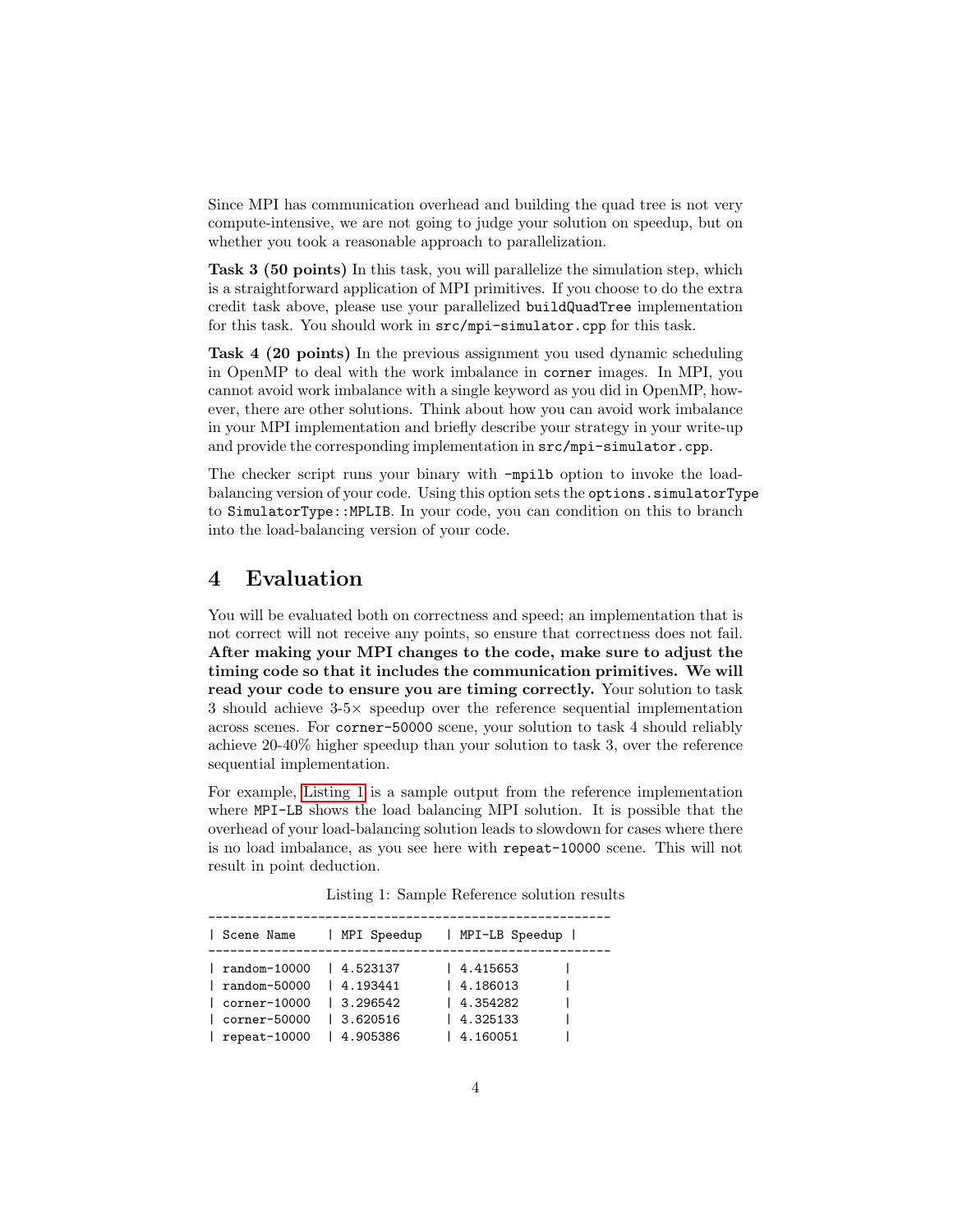Since MPI has communication overhead and building the quad tree is not very compute-intensive, we are not going to judge your solution on speedup, but on whether you took a reasonable approach to parallelization.

**Task 3 (50 points)** In this task, you will parallelize the simulation step, which is a straightforward application of MPI primitives. If you choose to do the extra credit task above, please use your parallelized `buildQuadTree` implementation for this task. You should work in `src/mpi-simulator.cpp` for this task.

**Task 4 (20 points)** In the previous assignment you used dynamic scheduling in OpenMP to deal with the work imbalance in `corner` images. In MPI, you cannot avoid work imbalance with a single keyword as you did in OpenMP, however, there are other solutions. Think about how you can avoid work imbalance in your MPI implementation and briefly describe your strategy in your write-up and provide the corresponding implementation in `src/mpi-simulator.cpp`.

The checker script runs your binary with `-mpilb` option to invoke the load-balancing version of your code. Using this option sets the `options.simulatorType` to `SimulatorType::MPILB`. In your code, you can condition on this to branch into the load-balancing version of your code.

## 4 Evaluation

You will be evaluated both on correctness and speed; an implementation that is not correct will not receive any points, so ensure that correctness does not fail. **After making your MPI changes to the code, make sure to adjust the timing code so that it includes the communication primitives. We will read your code to ensure you are timing correctly.** Your solution to task 3 should achieve 3-5× speedup over the reference sequential implementation across scenes. For `corner-50000` scene, your solution to task 4 should reliably achieve 20-40% higher speedup than your solution to task 3, over the reference sequential implementation.

For example, Listing 1 is a sample output from the reference implementation where `MPI-LB` shows the load balancing MPI solution. It is possible that the overhead of your load-balancing solution leads to slowdown for cases where there is no load imbalance, as you see here with `repeat-10000` scene. This will not result in point deduction.

Listing 1: Sample Reference solution results

```
--------------------------------------------------------
| Scene Name    | MPI Speedup   | MPI-LB Speedup |
--------------------------------------------------------
| random-10000  | 4.523137      | 4.415653       |
| random-50000  | 4.193441      | 4.186013       |
| corner-10000  | 3.296542      | 4.354282       |
| corner-50000  | 3.620516      | 4.325133       |
| repeat-10000  | 4.905386      | 4.160051       |
```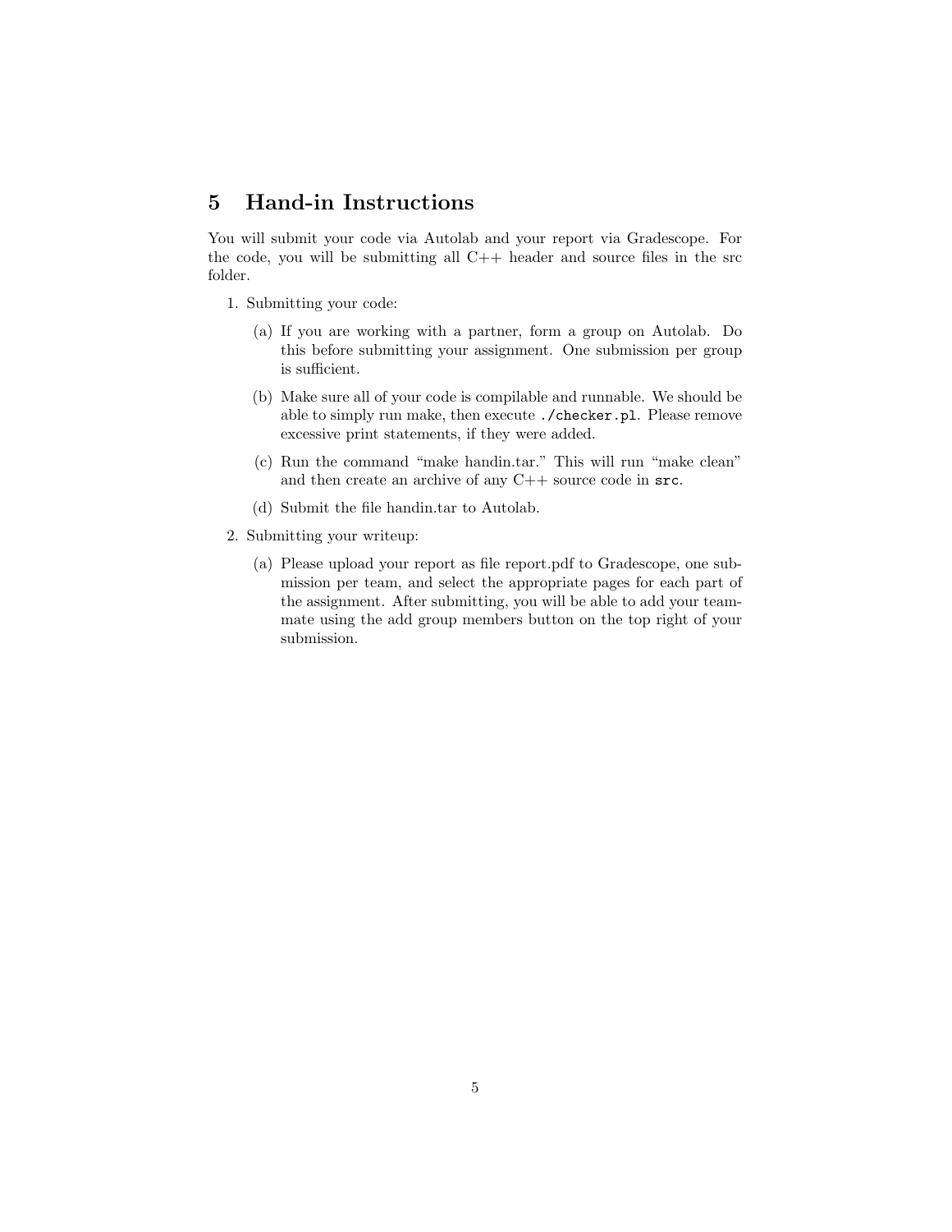# 5 Hand-in Instructions

You will submit your code via Autolab and your report via Gradescope. For the code, you will be submitting all C++ header and source files in the src folder.

1. Submitting your code:

   (a) If you are working with a partner, form a group on Autolab. Do this before submitting your assignment. One submission per group is sufficient.

   (b) Make sure all of your code is compilable and runnable. We should be able to simply run make, then execute `./checker.pl`. Please remove excessive print statements, if they were added.

   (c) Run the command "make handin.tar." This will run "make clean" and then create an archive of any C++ source code in `src`.

   (d) Submit the file handin.tar to Autolab.

2. Submitting your writeup:

   (a) Please upload your report as file report.pdf to Gradescope, one submission per team, and select the appropriate pages for each part of the assignment. After submitting, you will be able to add your teammate using the add group members button on the top right of your submission.